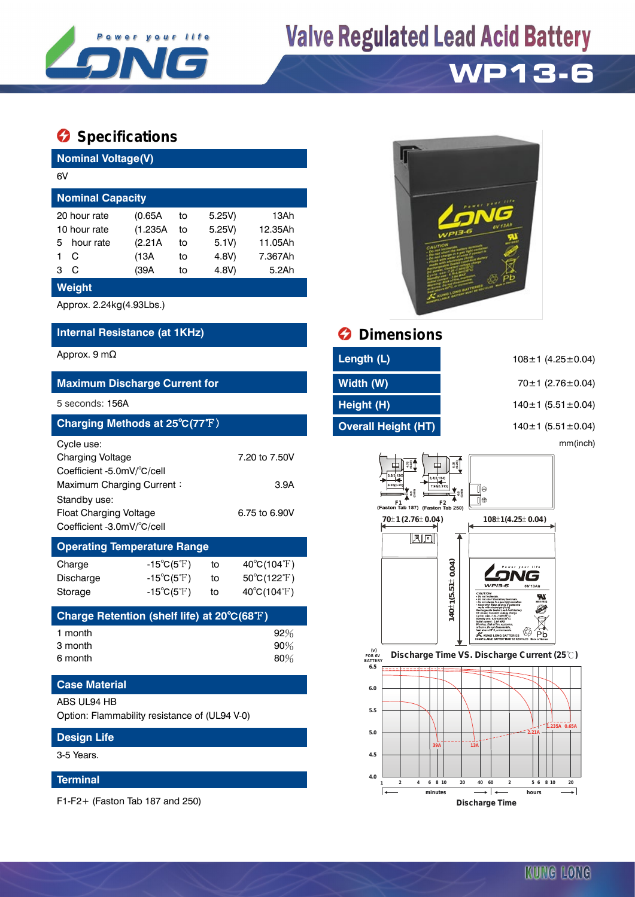# Valve Regulated Lead Acid Battery

## WP13-6

## Specifications

**Nominal Voltage(V)**

6V

**Nominal Capacity**

| | | | | |
|---|---|---|---|---|
| 20 hour rate | (0.65A | to | 5.25V) | 13Ah |
| 10 hour rate | (1.235A | to | 5.25V) | 12.35Ah |
| 5 hour rate | (2.21A | to | 5.1V) | 11.05Ah |
| 1 C | (13A | to | 4.8V) | 7.367Ah |
| 3 C | (39A | to | 4.8V) | 5.2Ah |

**Weight**

Approx. 2.24kg(4.93Lbs.)

**Internal Resistance (at 1KHz)**

Approx. 9 mΩ

**Maximum Discharge Current for**

5 seconds: 156A

**Charging Methods at 25℃(77℉)**

Cycle use:

| | |
|---|---|
| Charging Voltage | 7.20 to 7.50V |
| Coefficient -5.0mV/℃/cell | |
| Maximum Charging Current : | 3.9A |

Standby use:

| | |
|---|---|
| Float Charging Voltage | 6.75 to 6.90V |
| Coefficient -3.0mV/℃/cell | |

**Operating Temperature Range**

| | | | |
|---|---|---|---|
| Charge | -15℃(5℉) | to | 40℃(104℉) |
| Discharge | -15℃(5℉) | to | 50℃(122℉) |
| Storage | -15℃(5℉) | to | 40℃(104℉) |

**Charge Retention (shelf life) at 20℃(68℉)**

| | |
|---|---|
| 1 month | 92% |
| 3 month | 90% |
| 6 month | 80% |

**Case Material**

ABS UL94 HB

Option: Flammability resistance of (UL94 V-0)

**Design Life**

3-5 Years.

**Terminal**

F1-F2+ (Faston Tab 187 and 250)

## Dimensions

| | |
|---|---|
| Length (L) | 108±1 (4.25±0.04) |
| Width (W) | 70±1 (2.76±0.04) |
| Height (H) | 140±1 (5.51±0.04) |
| Overall Height (HT) | 140±1 (5.51±0.04) |

mm(inch)

F1 (Faston Tab 187) F2 (Faston Tab 250)

70±1 (2.76±0.04) 108±1(4.25±0.04) 140±1(5.51±0.04)

**Discharge Time VS. Discharge Current (25℃)**

Discharge Time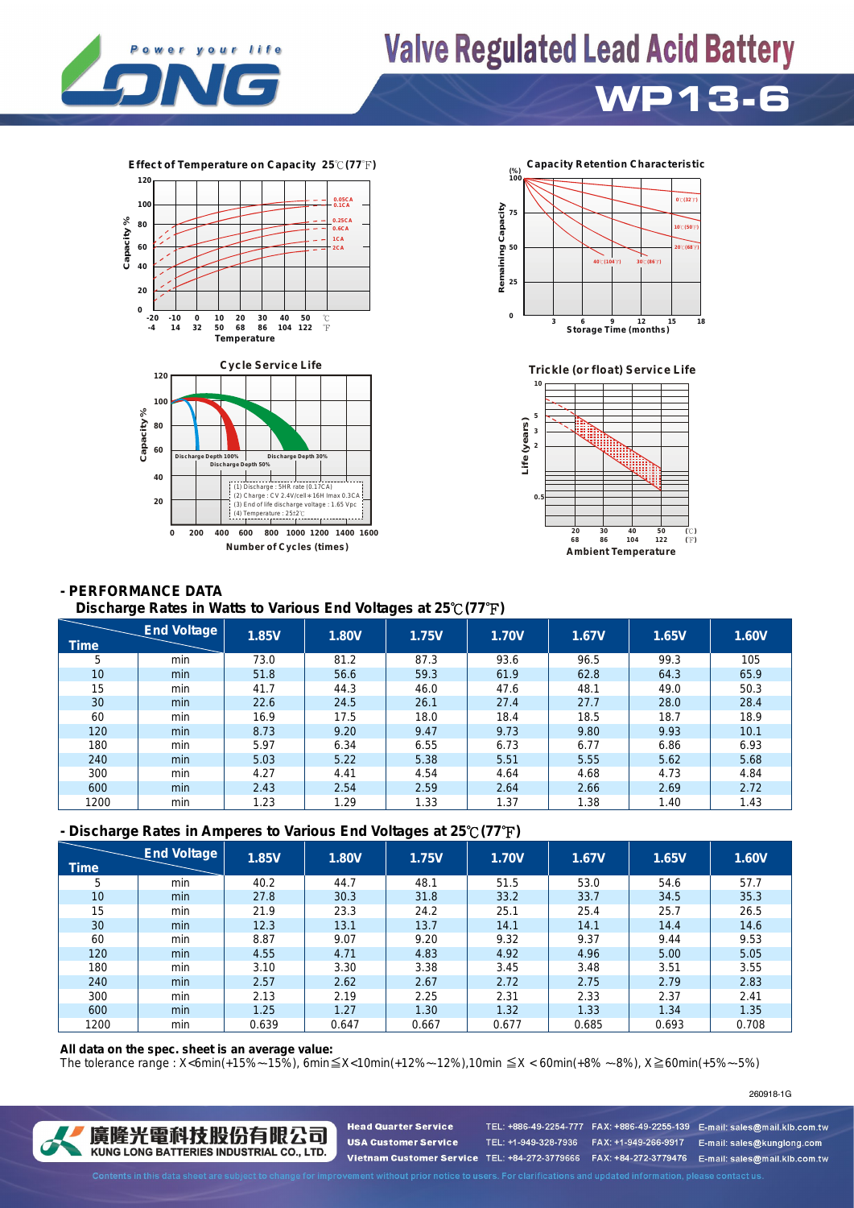Power your life

LONG

# Valve Regulated Lead Acid Battery

# WP13-6

Effect of Temperature on Capacity 25℃(77℉)

120
100
80
60
40
20
0

Capacity %

0.05CA
0.1CA
0.25CA
0.6CA
1CA
2CA

-20 -10 0 10 20 30 40 50 ℃
-4 14 32 50 68 86 104 122 ℉
Temperature

Capacity Retention Characteristic

(%)
100
75
50
25
0

Remaining Capacity

0℃(32℉)
10℃(50℉)
20℃(68℉)
40℃(104℉)
30℃(86℉)

3 6 9 12 15 18
Storage Time (months)

Cycle Service Life

120
100
80
60
40
20

Capacity %

Discharge Depth 100%
Discharge Depth 50%
Discharge Depth 30%

(1) Discharge : 5HR rate (0.17CA)
(2) Charge : CV 2.4V/cell ※ 16H Imax 0.3CA
(3) End of life discharge voltage : 1.65 Vpc
(4) Temperature : 25±2℃

0 200 400 600 800 1000 1200 1400 1600
Number of Cycles (times)

Trickle (or float) Service Life

10
5
3
2
0.5

Life (years)

20 30 40 50 (℃)
68 86 104 122 (℉)
Ambient Temperature

## - PERFORMANCE DATA

### Discharge Rates in Watts to Various End Voltages at 25℃(77℉)

| Time | | 1.85V | 1.80V | 1.75V | 1.70V | 1.67V | 1.65V | 1.60V |
|---|---|---|---|---|---|---|---|---|
| 5 | min | 73.0 | 81.2 | 87.3 | 93.6 | 96.5 | 99.3 | 105 |
| 10 | min | 51.8 | 56.6 | 59.3 | 61.9 | 62.8 | 64.3 | 65.9 |
| 15 | min | 41.7 | 44.3 | 46.0 | 47.6 | 48.1 | 49.0 | 50.3 |
| 30 | min | 22.6 | 24.5 | 26.1 | 27.4 | 27.7 | 28.0 | 28.4 |
| 60 | min | 16.9 | 17.5 | 18.0 | 18.4 | 18.5 | 18.7 | 18.9 |
| 120 | min | 8.73 | 9.20 | 9.47 | 9.73 | 9.80 | 9.93 | 10.1 |
| 180 | min | 5.97 | 6.34 | 6.55 | 6.73 | 6.77 | 6.86 | 6.93 |
| 240 | min | 5.03 | 5.22 | 5.38 | 5.51 | 5.55 | 5.62 | 5.68 |
| 300 | min | 4.27 | 4.41 | 4.54 | 4.64 | 4.68 | 4.73 | 4.84 |
| 600 | min | 2.43 | 2.54 | 2.59 | 2.64 | 2.66 | 2.69 | 2.72 |
| 1200 | min | 1.23 | 1.29 | 1.33 | 1.37 | 1.38 | 1.40 | 1.43 |

### - Discharge Rates in Amperes to Various End Voltages at 25℃(77℉)

| Time | | 1.85V | 1.80V | 1.75V | 1.70V | 1.67V | 1.65V | 1.60V |
|---|---|---|---|---|---|---|---|---|
| 5 | min | 40.2 | 44.7 | 48.1 | 51.5 | 53.0 | 54.6 | 57.7 |
| 10 | min | 27.8 | 30.3 | 31.8 | 33.2 | 33.7 | 34.5 | 35.3 |
| 15 | min | 21.9 | 23.3 | 24.2 | 25.1 | 25.4 | 25.7 | 26.5 |
| 30 | min | 12.3 | 13.1 | 13.7 | 14.1 | 14.1 | 14.4 | 14.6 |
| 60 | min | 8.87 | 9.07 | 9.20 | 9.32 | 9.37 | 9.44 | 9.53 |
| 120 | min | 4.55 | 4.71 | 4.83 | 4.92 | 4.96 | 5.00 | 5.05 |
| 180 | min | 3.10 | 3.30 | 3.38 | 3.45 | 3.48 | 3.51 | 3.55 |
| 240 | min | 2.57 | 2.62 | 2.67 | 2.72 | 2.75 | 2.79 | 2.83 |
| 300 | min | 2.13 | 2.19 | 2.25 | 2.31 | 2.33 | 2.37 | 2.41 |
| 600 | min | 1.25 | 1.27 | 1.30 | 1.32 | 1.33 | 1.34 | 1.35 |
| 1200 | min | 0.639 | 0.647 | 0.667 | 0.677 | 0.685 | 0.693 | 0.708 |

**All data on the spec. sheet is an average value:**
The tolerance range : X<6min(+15%～-15%), 6min≦X<10min(+12%～-12%),10min ≦X <60min(+8% ～-8%), X≧60min(+5%～-5%)

260918-1G

廣隆光電科技股份有限公司
KUNG LONG BATTERIES INDUSTRIAL CO., LTD.

| | | | |
|---|---|---|---|
| Head Quarter Service | TEL: +886-49-2254-777 | FAX: +886-49-2255-139 | E-mail: sales@mail.klb.com.tw |
| USA Customer Service | TEL: +1-949-328-7936 | FAX: +1-949-266-9917 | E-mail: sales@kunglong.com |
| Vietnam Customer Service | TEL: +84-272-3779666 | FAX: +84-272-3779476 | E-mail: sales@mail.klb.com.tw |

Contents in this data sheet are subject to change for improvement without prior notice to users. For clarifications and updated information, please contact us.